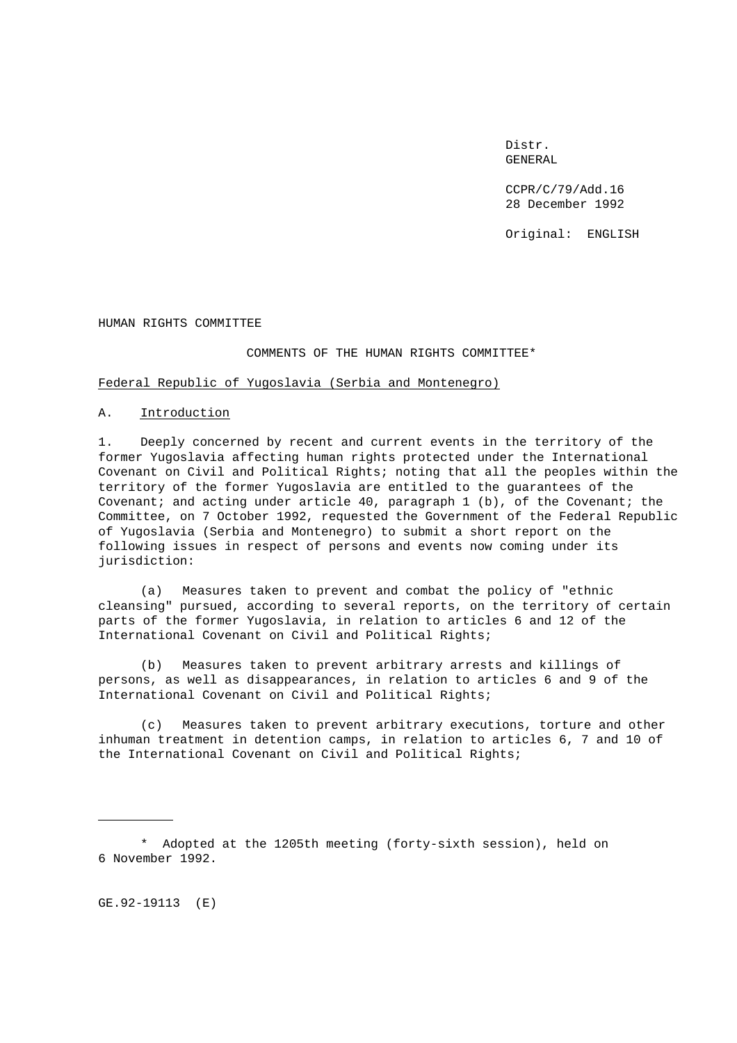Distr.
GENERAL

CCPR/C/79/Add.16
28 December 1992

Original: ENGLISH

HUMAN RIGHTS COMMITTEE

## COMMENTS OF THE HUMAN RIGHTS COMMITTEE*

Federal Republic of Yugoslavia (Serbia and Montenegro)

### A. Introduction

1. Deeply concerned by recent and current events in the territory of the former Yugoslavia affecting human rights protected under the International Covenant on Civil and Political Rights; noting that all the peoples within the territory of the former Yugoslavia are entitled to the guarantees of the Covenant; and acting under article 40, paragraph 1 (b), of the Covenant; the Committee, on 7 October 1992, requested the Government of the Federal Republic of Yugoslavia (Serbia and Montenegro) to submit a short report on the following issues in respect of persons and events now coming under its jurisdiction:

(a) Measures taken to prevent and combat the policy of "ethnic cleansing" pursued, according to several reports, on the territory of certain parts of the former Yugoslavia, in relation to articles 6 and 12 of the International Covenant on Civil and Political Rights;

(b) Measures taken to prevent arbitrary arrests and killings of persons, as well as disappearances, in relation to articles 6 and 9 of the International Covenant on Civil and Political Rights;

(c) Measures taken to prevent arbitrary executions, torture and other inhuman treatment in detention camps, in relation to articles 6, 7 and 10 of the International Covenant on Civil and Political Rights;

---

* Adopted at the 1205th meeting (forty-sixth session), held on 6 November 1992.

GE.92-19113 (E)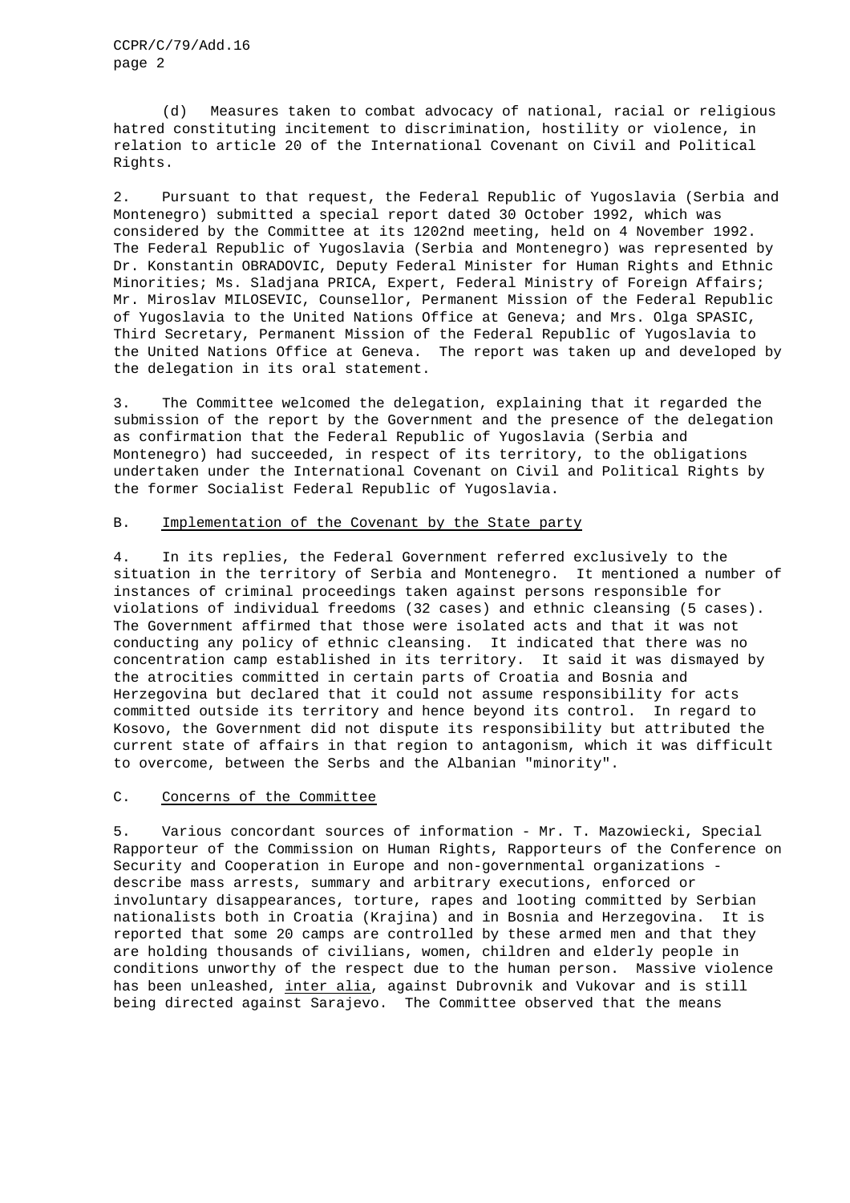(d) Measures taken to combat advocacy of national, racial or religious hatred constituting incitement to discrimination, hostility or violence, in relation to article 20 of the International Covenant on Civil and Political Rights.

2. Pursuant to that request, the Federal Republic of Yugoslavia (Serbia and Montenegro) submitted a special report dated 30 October 1992, which was considered by the Committee at its 1202nd meeting, held on 4 November 1992. The Federal Republic of Yugoslavia (Serbia and Montenegro) was represented by Dr. Konstantin OBRADOVIC, Deputy Federal Minister for Human Rights and Ethnic Minorities; Ms. Sladjana PRICA, Expert, Federal Ministry of Foreign Affairs; Mr. Miroslav MILOSEVIC, Counsellor, Permanent Mission of the Federal Republic of Yugoslavia to the United Nations Office at Geneva; and Mrs. Olga SPASIC, Third Secretary, Permanent Mission of the Federal Republic of Yugoslavia to the United Nations Office at Geneva. The report was taken up and developed by the delegation in its oral statement.

3. The Committee welcomed the delegation, explaining that it regarded the submission of the report by the Government and the presence of the delegation as confirmation that the Federal Republic of Yugoslavia (Serbia and Montenegro) had succeeded, in respect of its territory, to the obligations undertaken under the International Covenant on Civil and Political Rights by the former Socialist Federal Republic of Yugoslavia.

## B. Implementation of the Covenant by the State party

4. In its replies, the Federal Government referred exclusively to the situation in the territory of Serbia and Montenegro. It mentioned a number of instances of criminal proceedings taken against persons responsible for violations of individual freedoms (32 cases) and ethnic cleansing (5 cases). The Government affirmed that those were isolated acts and that it was not conducting any policy of ethnic cleansing. It indicated that there was no concentration camp established in its territory. It said it was dismayed by the atrocities committed in certain parts of Croatia and Bosnia and Herzegovina but declared that it could not assume responsibility for acts committed outside its territory and hence beyond its control. In regard to Kosovo, the Government did not dispute its responsibility but attributed the current state of affairs in that region to antagonism, which it was difficult to overcome, between the Serbs and the Albanian "minority".

## C. Concerns of the Committee

5. Various concordant sources of information - Mr. T. Mazowiecki, Special Rapporteur of the Commission on Human Rights, Rapporteurs of the Conference on Security and Cooperation in Europe and non-governmental organizations - describe mass arrests, summary and arbitrary executions, enforced or involuntary disappearances, torture, rapes and looting committed by Serbian nationalists both in Croatia (Krajina) and in Bosnia and Herzegovina. It is reported that some 20 camps are controlled by these armed men and that they are holding thousands of civilians, women, children and elderly people in conditions unworthy of the respect due to the human person. Massive violence has been unleashed, *inter alia*, against Dubrovnik and Vukovar and is still being directed against Sarajevo. The Committee observed that the means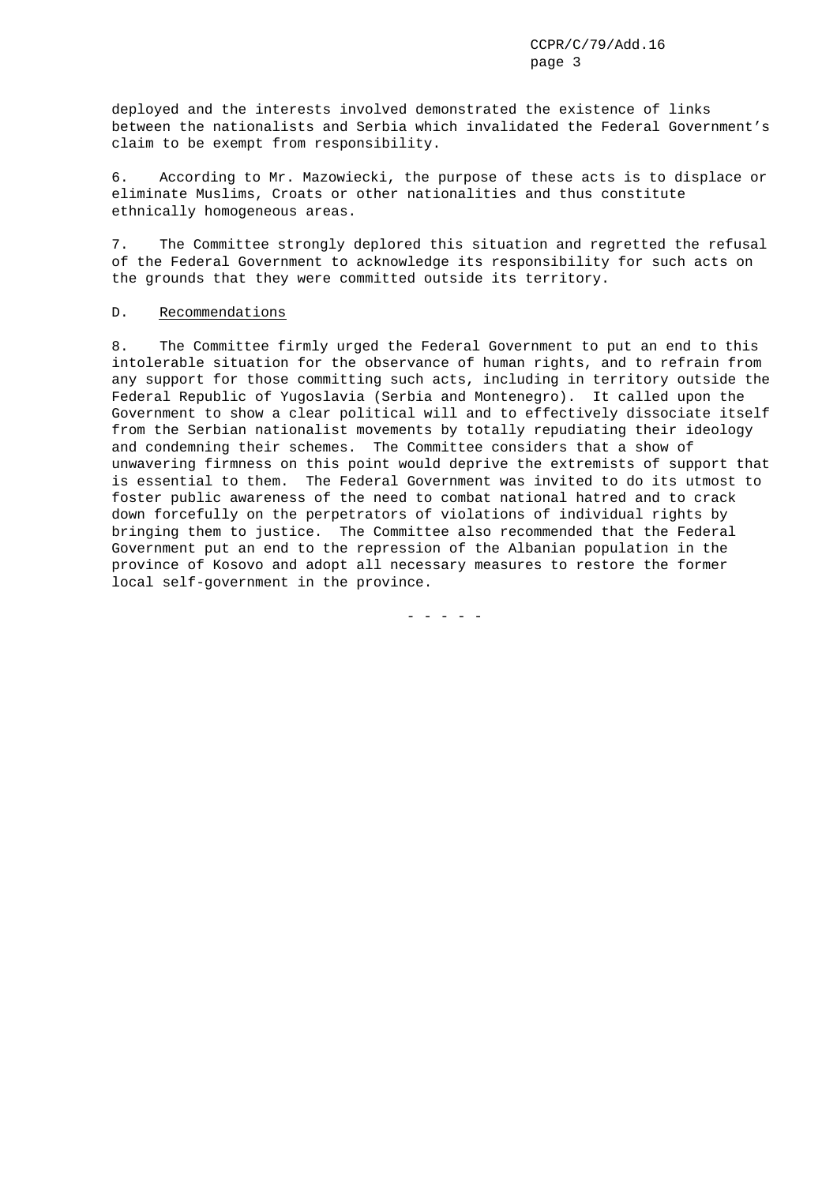deployed and the interests involved demonstrated the existence of links between the nationalists and Serbia which invalidated the Federal Government's claim to be exempt from responsibility.

6. According to Mr. Mazowiecki, the purpose of these acts is to displace or eliminate Muslims, Croats or other nationalities and thus constitute ethnically homogeneous areas.

7. The Committee strongly deplored this situation and regretted the refusal of the Federal Government to acknowledge its responsibility for such acts on the grounds that they were committed outside its territory.

## D. Recommendations

8. The Committee firmly urged the Federal Government to put an end to this intolerable situation for the observance of human rights, and to refrain from any support for those committing such acts, including in territory outside the Federal Republic of Yugoslavia (Serbia and Montenegro). It called upon the Government to show a clear political will and to effectively dissociate itself from the Serbian nationalist movements by totally repudiating their ideology and condemning their schemes. The Committee considers that a show of unwavering firmness on this point would deprive the extremists of support that is essential to them. The Federal Government was invited to do its utmost to foster public awareness of the need to combat national hatred and to crack down forcefully on the perpetrators of violations of individual rights by bringing them to justice. The Committee also recommended that the Federal Government put an end to the repression of the Albanian population in the province of Kosovo and adopt all necessary measures to restore the former local self-government in the province.

- - - - -